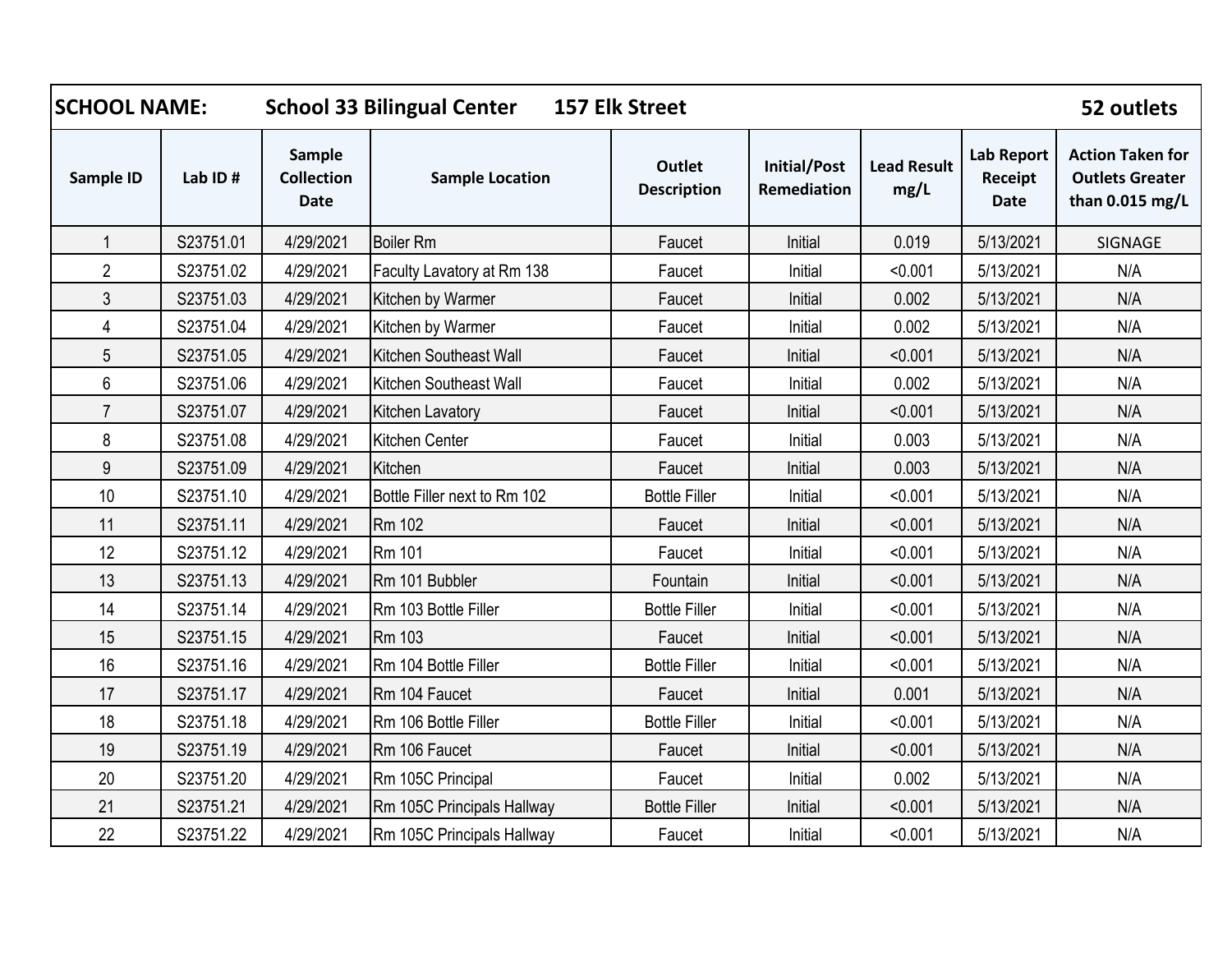| SCHOOL NAME: | School 33 Bilingual Center | 157 Elk Street | | | | | 52 outlets | |
|---|---|---|---|---|---|---|---|---|
| **Sample ID** | **Lab ID #** | **Sample Collection Date** | **Sample Location** | **Outlet Description** | **Initial/Post Remediation** | **Lead Result mg/L** | **Lab Report Receipt Date** | **Action Taken for Outlets Greater than 0.015 mg/L** |
| 1 | S23751.01 | 4/29/2021 | Boiler Rm | Faucet | Initial | 0.019 | 5/13/2021 | SIGNAGE |
| 2 | S23751.02 | 4/29/2021 | Faculty Lavatory at Rm 138 | Faucet | Initial | <0.001 | 5/13/2021 | N/A |
| 3 | S23751.03 | 4/29/2021 | Kitchen by Warmer | Faucet | Initial | 0.002 | 5/13/2021 | N/A |
| 4 | S23751.04 | 4/29/2021 | Kitchen by Warmer | Faucet | Initial | 0.002 | 5/13/2021 | N/A |
| 5 | S23751.05 | 4/29/2021 | Kitchen Southeast Wall | Faucet | Initial | <0.001 | 5/13/2021 | N/A |
| 6 | S23751.06 | 4/29/2021 | Kitchen Southeast Wall | Faucet | Initial | 0.002 | 5/13/2021 | N/A |
| 7 | S23751.07 | 4/29/2021 | Kitchen Lavatory | Faucet | Initial | <0.001 | 5/13/2021 | N/A |
| 8 | S23751.08 | 4/29/2021 | Kitchen Center | Faucet | Initial | 0.003 | 5/13/2021 | N/A |
| 9 | S23751.09 | 4/29/2021 | Kitchen | Faucet | Initial | 0.003 | 5/13/2021 | N/A |
| 10 | S23751.10 | 4/29/2021 | Bottle Filler next to Rm 102 | Bottle Filler | Initial | <0.001 | 5/13/2021 | N/A |
| 11 | S23751.11 | 4/29/2021 | Rm 102 | Faucet | Initial | <0.001 | 5/13/2021 | N/A |
| 12 | S23751.12 | 4/29/2021 | Rm 101 | Faucet | Initial | <0.001 | 5/13/2021 | N/A |
| 13 | S23751.13 | 4/29/2021 | Rm 101 Bubbler | Fountain | Initial | <0.001 | 5/13/2021 | N/A |
| 14 | S23751.14 | 4/29/2021 | Rm 103 Bottle Filler | Bottle Filler | Initial | <0.001 | 5/13/2021 | N/A |
| 15 | S23751.15 | 4/29/2021 | Rm 103 | Faucet | Initial | <0.001 | 5/13/2021 | N/A |
| 16 | S23751.16 | 4/29/2021 | Rm 104 Bottle Filler | Bottle Filler | Initial | <0.001 | 5/13/2021 | N/A |
| 17 | S23751.17 | 4/29/2021 | Rm 104 Faucet | Faucet | Initial | 0.001 | 5/13/2021 | N/A |
| 18 | S23751.18 | 4/29/2021 | Rm 106 Bottle Filler | Bottle Filler | Initial | <0.001 | 5/13/2021 | N/A |
| 19 | S23751.19 | 4/29/2021 | Rm 106 Faucet | Faucet | Initial | <0.001 | 5/13/2021 | N/A |
| 20 | S23751.20 | 4/29/2021 | Rm 105C Principal | Faucet | Initial | 0.002 | 5/13/2021 | N/A |
| 21 | S23751.21 | 4/29/2021 | Rm 105C Principals Hallway | Bottle Filler | Initial | <0.001 | 5/13/2021 | N/A |
| 22 | S23751.22 | 4/29/2021 | Rm 105C Principals Hallway | Faucet | Initial | <0.001 | 5/13/2021 | N/A |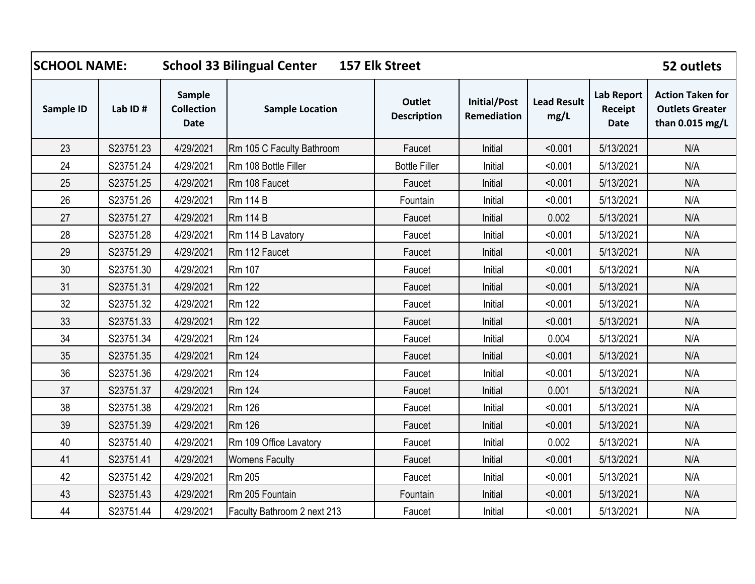| SCHOOL NAME: | School 33 Bilingual Center | | 157 Elk Street | | | | 52 outlets |
|---|---|---|---|---|---|---|---|
| Sample ID | Lab ID # | Sample Collection Date | Sample Location | Outlet Description | Initial/Post Remediation | Lead Result mg/L | Lab Report Receipt Date | Action Taken for Outlets Greater than 0.015 mg/L |
| 23 | S23751.23 | 4/29/2021 | Rm 105 C Faculty Bathroom | Faucet | Initial | <0.001 | 5/13/2021 | N/A |
| 24 | S23751.24 | 4/29/2021 | Rm 108 Bottle Filler | Bottle Filler | Initial | <0.001 | 5/13/2021 | N/A |
| 25 | S23751.25 | 4/29/2021 | Rm 108 Faucet | Faucet | Initial | <0.001 | 5/13/2021 | N/A |
| 26 | S23751.26 | 4/29/2021 | Rm 114 B | Fountain | Initial | <0.001 | 5/13/2021 | N/A |
| 27 | S23751.27 | 4/29/2021 | Rm 114 B | Faucet | Initial | 0.002 | 5/13/2021 | N/A |
| 28 | S23751.28 | 4/29/2021 | Rm 114 B Lavatory | Faucet | Initial | <0.001 | 5/13/2021 | N/A |
| 29 | S23751.29 | 4/29/2021 | Rm 112 Faucet | Faucet | Initial | <0.001 | 5/13/2021 | N/A |
| 30 | S23751.30 | 4/29/2021 | Rm 107 | Faucet | Initial | <0.001 | 5/13/2021 | N/A |
| 31 | S23751.31 | 4/29/2021 | Rm 122 | Faucet | Initial | <0.001 | 5/13/2021 | N/A |
| 32 | S23751.32 | 4/29/2021 | Rm 122 | Faucet | Initial | <0.001 | 5/13/2021 | N/A |
| 33 | S23751.33 | 4/29/2021 | Rm 122 | Faucet | Initial | <0.001 | 5/13/2021 | N/A |
| 34 | S23751.34 | 4/29/2021 | Rm 124 | Faucet | Initial | 0.004 | 5/13/2021 | N/A |
| 35 | S23751.35 | 4/29/2021 | Rm 124 | Faucet | Initial | <0.001 | 5/13/2021 | N/A |
| 36 | S23751.36 | 4/29/2021 | Rm 124 | Faucet | Initial | <0.001 | 5/13/2021 | N/A |
| 37 | S23751.37 | 4/29/2021 | Rm 124 | Faucet | Initial | 0.001 | 5/13/2021 | N/A |
| 38 | S23751.38 | 4/29/2021 | Rm 126 | Faucet | Initial | <0.001 | 5/13/2021 | N/A |
| 39 | S23751.39 | 4/29/2021 | Rm 126 | Faucet | Initial | <0.001 | 5/13/2021 | N/A |
| 40 | S23751.40 | 4/29/2021 | Rm 109 Office Lavatory | Faucet | Initial | 0.002 | 5/13/2021 | N/A |
| 41 | S23751.41 | 4/29/2021 | Womens Faculty | Faucet | Initial | <0.001 | 5/13/2021 | N/A |
| 42 | S23751.42 | 4/29/2021 | Rm 205 | Faucet | Initial | <0.001 | 5/13/2021 | N/A |
| 43 | S23751.43 | 4/29/2021 | Rm 205 Fountain | Fountain | Initial | <0.001 | 5/13/2021 | N/A |
| 44 | S23751.44 | 4/29/2021 | Faculty Bathroom 2 next 213 | Faucet | Initial | <0.001 | 5/13/2021 | N/A |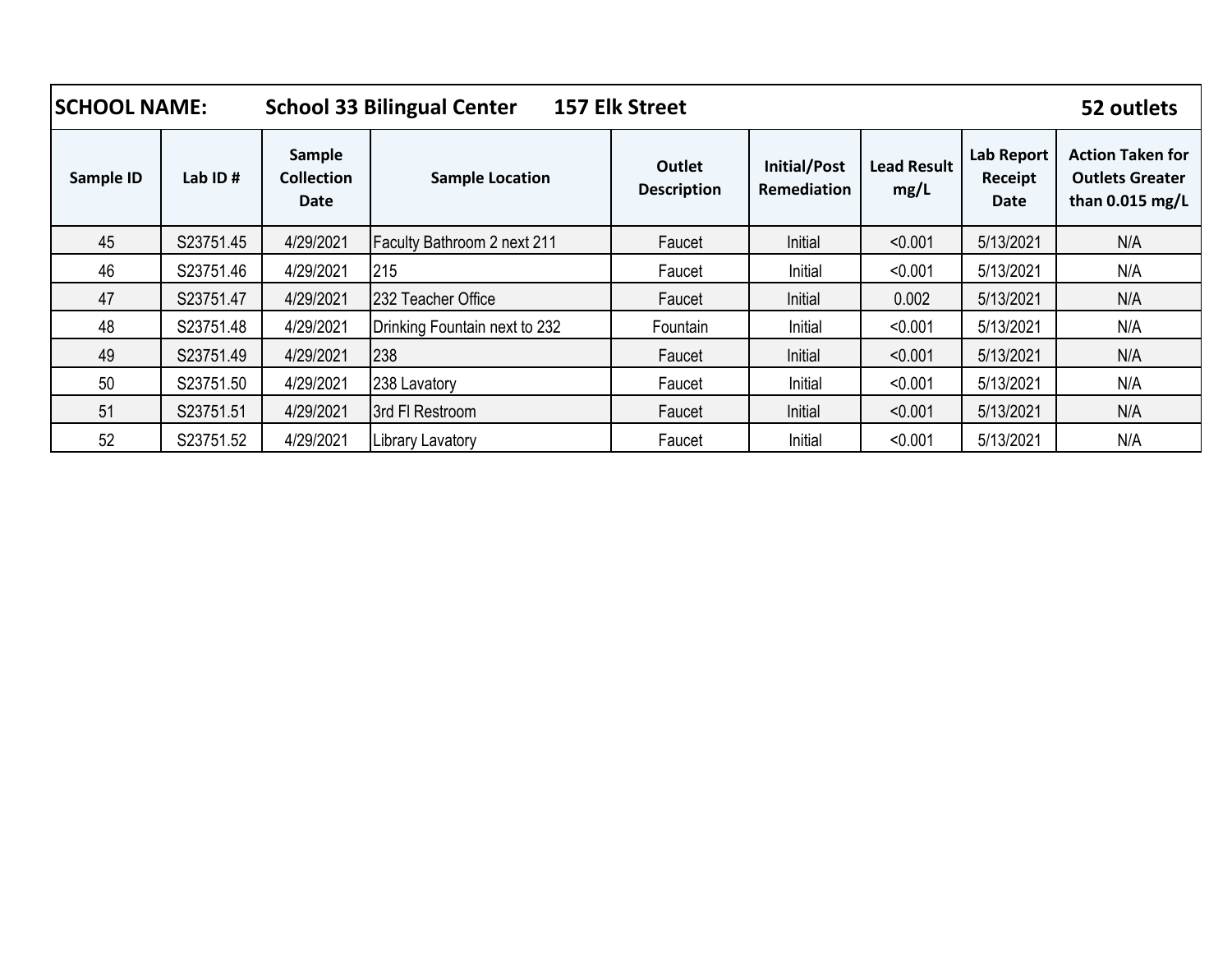| SCHOOL NAME: | School 33 Bilingual Center | 157 Elk Street | | | | | | 52 outlets |
|---|---|---|---|---|---|---|---|---|
| Sample ID | Lab ID # | Sample Collection Date | Sample Location | Outlet Description | Initial/Post Remediation | Lead Result mg/L | Lab Report Receipt Date | Action Taken for Outlets Greater than 0.015 mg/L |
| 45 | S23751.45 | 4/29/2021 | Faculty Bathroom 2 next 211 | Faucet | Initial | <0.001 | 5/13/2021 | N/A |
| 46 | S23751.46 | 4/29/2021 | 215 | Faucet | Initial | <0.001 | 5/13/2021 | N/A |
| 47 | S23751.47 | 4/29/2021 | 232 Teacher Office | Faucet | Initial | 0.002 | 5/13/2021 | N/A |
| 48 | S23751.48 | 4/29/2021 | Drinking Fountain next to 232 | Fountain | Initial | <0.001 | 5/13/2021 | N/A |
| 49 | S23751.49 | 4/29/2021 | 238 | Faucet | Initial | <0.001 | 5/13/2021 | N/A |
| 50 | S23751.50 | 4/29/2021 | 238 Lavatory | Faucet | Initial | <0.001 | 5/13/2021 | N/A |
| 51 | S23751.51 | 4/29/2021 | 3rd Fl Restroom | Faucet | Initial | <0.001 | 5/13/2021 | N/A |
| 52 | S23751.52 | 4/29/2021 | Library Lavatory | Faucet | Initial | <0.001 | 5/13/2021 | N/A |